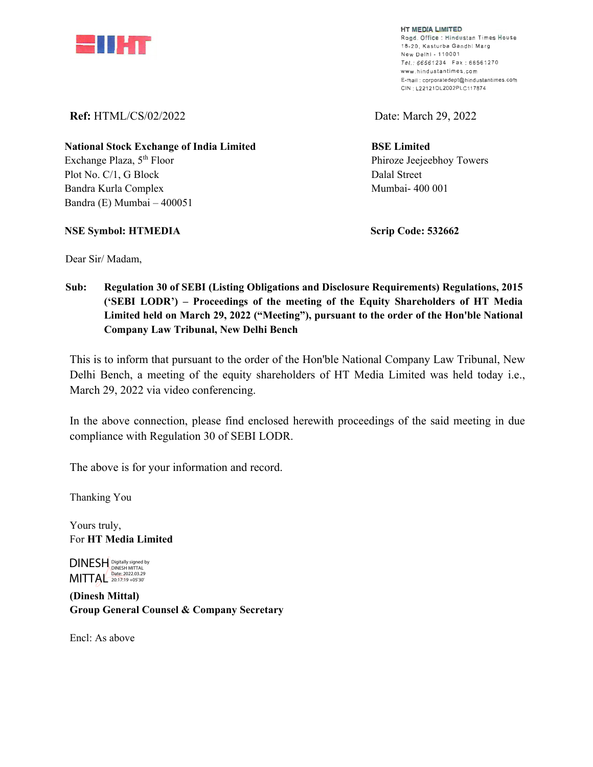**HT MEDIA LIMITED**
Regd. Office : Hindustan Times House
18-20, Kasturba Gandhi Marg
New Delhi - 110001
Tel.: 66561234 Fax : 66561270
www.hindustantimes.com
E-mail : corporatedept@hindustantimes.com
CIN : L22121DL2002PLC117874

**Ref:** HTML/CS/02/2022

Date: March 29, 2022

**National Stock Exchange of India Limited**
Exchange Plaza, 5th Floor
Plot No. C/1, G Block
Bandra Kurla Complex
Bandra (E) Mumbai – 400051

**BSE Limited**
Phiroze Jeejeebhoy Towers
Dalal Street
Mumbai- 400 001

**NSE Symbol: HTMEDIA**

**Scrip Code: 532662**

Dear Sir/ Madam,

**Sub: Regulation 30 of SEBI (Listing Obligations and Disclosure Requirements) Regulations, 2015 ('SEBI LODR') – Proceedings of the meeting of the Equity Shareholders of HT Media Limited held on March 29, 2022 ("Meeting"), pursuant to the order of the Hon'ble National Company Law Tribunal, New Delhi Bench**

This is to inform that pursuant to the order of the Hon'ble National Company Law Tribunal, New Delhi Bench, a meeting of the equity shareholders of HT Media Limited was held today i.e., March 29, 2022 via video conferencing.

In the above connection, please find enclosed herewith proceedings of the said meeting in due compliance with Regulation 30 of SEBI LODR.

The above is for your information and record.

Thanking You

Yours truly,
For **HT Media Limited**

DINESH MITTAL
Digitally signed by DINESH MITTAL
Date: 2022.03.29 20:17:19 +05'30'

**(Dinesh Mittal)**
**Group General Counsel & Company Secretary**

Encl: As above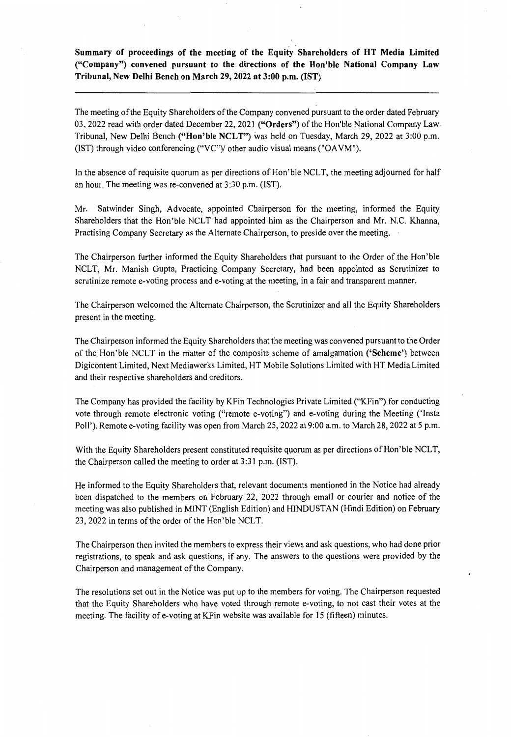**Summary of proceedings of the meeting of the Equity Shareholders of HT Media Limited ("Company") convened pursuant to the directions of the Hon'ble National Company Law Tribunal, New Delhi Bench on March 29, 2022 at 3:00 p.m. (IST)**

---

The meeting of the Equity Shareholders of the Company convened pursuant to the order dated February 03, 2022 read with order dated December 22, 2021 (**"Orders"**) of the Hon'ble National Company Law Tribunal, New Delhi Bench (**"Hon'ble NCLT"**) was held on Tuesday, March 29, 2022 at 3:00 p.m. (IST) through video conferencing ("VC")/ other audio visual means ("OAVM").

In the absence of requisite quorum as per directions of Hon'ble NCLT, the meeting adjourned for half an hour. The meeting was re-convened at 3:30 p.m. (IST).

Mr. Satwinder Singh, Advocate, appointed Chairperson for the meeting, informed the Equity Shareholders that the Hon'ble NCLT had appointed him as the Chairperson and Mr. N.C. Khanna, Practising Company Secretary as the Alternate Chairperson, to preside over the meeting.

The Chairperson further informed the Equity Shareholders that pursuant to the Order of the Hon'ble NCLT, Mr. Manish Gupta, Practicing Company Secretary, had been appointed as Scrutinizer to scrutinize remote e-voting process and e-voting at the meeting, in a fair and transparent manner.

The Chairperson welcomed the Alternate Chairperson, the Scrutinizer and all the Equity Shareholders present in the meeting.

The Chairperson informed the Equity Shareholders that the meeting was convened pursuant to the Order of the Hon'ble NCLT in the matter of the composite scheme of amalgamation (**'Scheme'**) between Digicontent Limited, Next Mediaworks Limited, HT Mobile Solutions Limited with HT Media Limited and their respective shareholders and creditors.

The Company has provided the facility by KFin Technologies Private Limited ("KFin") for conducting vote through remote electronic voting ("remote e-voting") and e-voting during the Meeting ('Insta Poll'). Remote e-voting facility was open from March 25, 2022 at 9:00 a.m. to March 28, 2022 at 5 p.m.

With the Equity Shareholders present constituted requisite quorum as per directions of Hon'ble NCLT, the Chairperson called the meeting to order at 3:31 p.m. (IST).

He informed to the Equity Shareholders that, relevant documents mentioned in the Notice had already been dispatched to the members on February 22, 2022 through email or courier and notice of the meeting was also published in MINT (English Edition) and HINDUSTAN (Hindi Edition) on February 23, 2022 in terms of the order of the Hon'ble NCLT.

The Chairperson then invited the members to express their views and ask questions, who had done prior registrations, to speak and ask questions, if any. The answers to the questions were provided by the Chairperson and management of the Company.

The resolutions set out in the Notice was put up to the members for voting. The Chairperson requested that the Equity Shareholders who have voted through remote e-voting, to not cast their votes at the meeting. The facility of e-voting at KFin website was available for 15 (fifteen) minutes.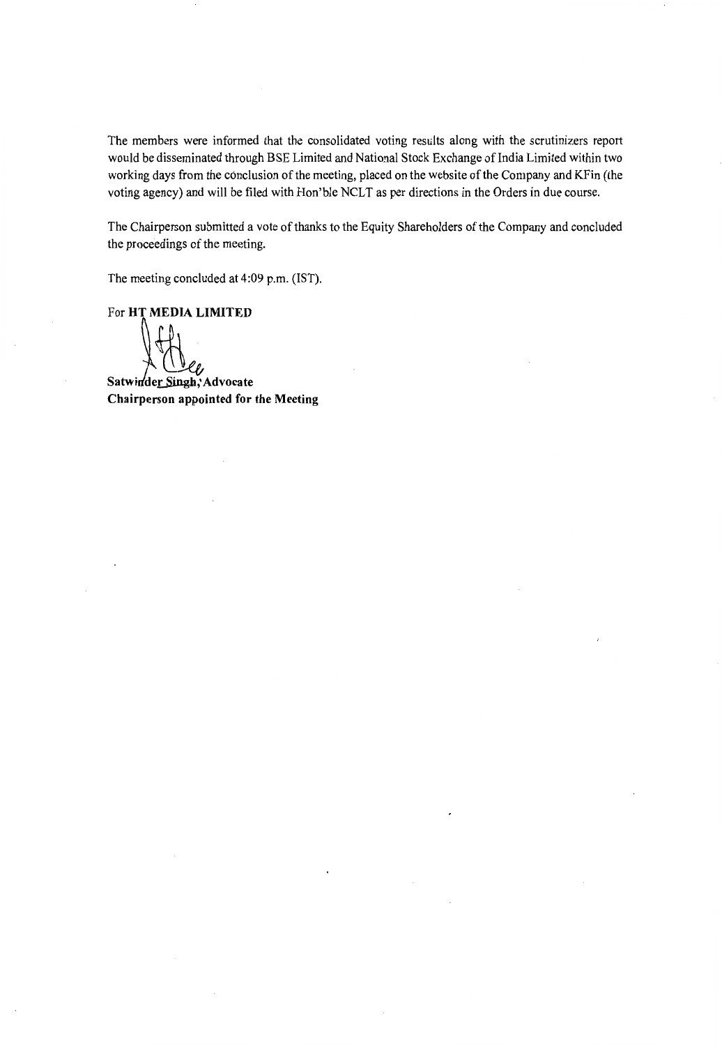The members were informed that the consolidated voting results along with the scrutinizers report would be disseminated through BSE Limited and National Stock Exchange of India Limited within two working days from the conclusion of the meeting, placed on the website of the Company and KFin (the voting agency) and will be filed with Hon'ble NCLT as per directions in the Orders in due course.

The Chairperson submitted a vote of thanks to the Equity Shareholders of the Company and concluded the proceedings of the meeting.

The meeting concluded at 4:09 p.m. (IST).

For **HT MEDIA LIMITED**

**Satwinder Singh, Advocate**
**Chairperson appointed for the Meeting**